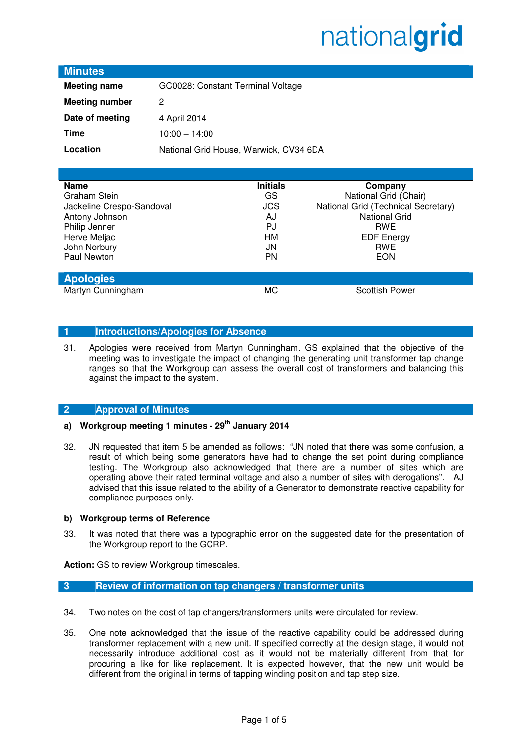nationalgrid

## Minutes

| | |
|---|---|
| **Meeting name** | GC0028: Constant Terminal Voltage |
| **Meeting number** | 2 |
| **Date of meeting** | 4 April 2014 |
| **Time** | 10:00 – 14:00 |
| **Location** | National Grid House, Warwick, CV34 6DA |

| Name | Initials | Company |
|---|---|---|
| Graham Stein | GS | National Grid (Chair) |
| Jackeline Crespo-Sandoval | JCS | National Grid (Technical Secretary) |
| Antony Johnson | AJ | National Grid |
| Philip Jenner | PJ | RWE |
| Herve Meljac | HM | EDF Energy |
| John Norbury | JN | RWE |
| Paul Newton | PN | EON |

## Apologies

| | | |
|---|---|---|
| Martyn Cunningham | MC | Scottish Power |

## 1 Introductions/Apologies for Absence

31. Apologies were received from Martyn Cunningham. GS explained that the objective of the meeting was to investigate the impact of changing the generating unit transformer tap change ranges so that the Workgroup can assess the overall cost of transformers and balancing this against the impact to the system.

## 2 Approval of Minutes

### a) Workgroup meeting 1 minutes - 29th January 2014

32. JN requested that item 5 be amended as follows: "JN noted that there was some confusion, a result of which being some generators have had to change the set point during compliance testing. The Workgroup also acknowledged that there are a number of sites which are operating above their rated terminal voltage and also a number of sites with derogations". AJ advised that this issue related to the ability of a Generator to demonstrate reactive capability for compliance purposes only.

### b) Workgroup terms of Reference

33. It was noted that there was a typographic error on the suggested date for the presentation of the Workgroup report to the GCRP.

**Action:** GS to review Workgroup timescales.

## 3 Review of information on tap changers / transformer units

34. Two notes on the cost of tap changers/transformers units were circulated for review.

35. One note acknowledged that the issue of the reactive capability could be addressed during transformer replacement with a new unit. If specified correctly at the design stage, it would not necessarily introduce additional cost as it would not be materially different from that for procuring a like for like replacement. It is expected however, that the new unit would be different from the original in terms of tapping winding position and tap step size.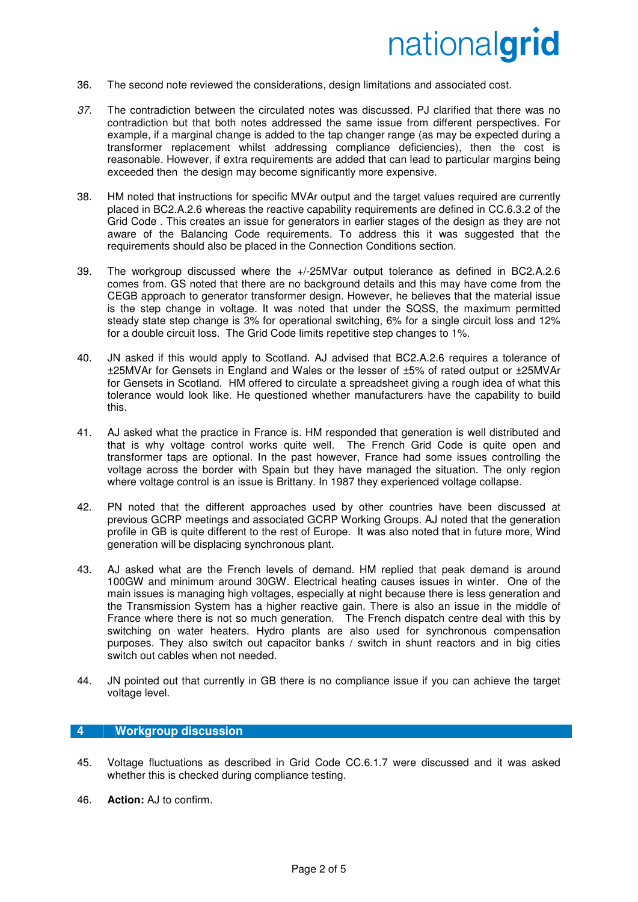36. The second note reviewed the considerations, design limitations and associated cost.

*37.* The contradiction between the circulated notes was discussed. PJ clarified that there was no contradiction but that both notes addressed the same issue from different perspectives. For example, if a marginal change is added to the tap changer range (as may be expected during a transformer replacement whilst addressing compliance deficiencies), then the cost is reasonable. However, if extra requirements are added that can lead to particular margins being exceeded then the design may become significantly more expensive.

38. HM noted that instructions for specific MVAr output and the target values required are currently placed in BC2.A.2.6 whereas the reactive capability requirements are defined in CC.6.3.2 of the Grid Code . This creates an issue for generators in earlier stages of the design as they are not aware of the Balancing Code requirements. To address this it was suggested that the requirements should also be placed in the Connection Conditions section.

39. The workgroup discussed where the +/-25MVar output tolerance as defined in BC2.A.2.6 comes from. GS noted that there are no background details and this may have come from the CEGB approach to generator transformer design. However, he believes that the material issue is the step change in voltage. It was noted that under the SQSS, the maximum permitted steady state step change is 3% for operational switching, 6% for a single circuit loss and 12% for a double circuit loss. The Grid Code limits repetitive step changes to 1%.

40. JN asked if this would apply to Scotland. AJ advised that BC2.A.2.6 requires a tolerance of ±25MVAr for Gensets in England and Wales or the lesser of ±5% of rated output or ±25MVAr for Gensets in Scotland. HM offered to circulate a spreadsheet giving a rough idea of what this tolerance would look like. He questioned whether manufacturers have the capability to build this.

41. AJ asked what the practice in France is. HM responded that generation is well distributed and that is why voltage control works quite well. The French Grid Code is quite open and transformer taps are optional. In the past however, France had some issues controlling the voltage across the border with Spain but they have managed the situation. The only region where voltage control is an issue is Brittany. In 1987 they experienced voltage collapse.

42. PN noted that the different approaches used by other countries have been discussed at previous GCRP meetings and associated GCRP Working Groups. AJ noted that the generation profile in GB is quite different to the rest of Europe. It was also noted that in future more, Wind generation will be displacing synchronous plant.

43. AJ asked what are the French levels of demand. HM replied that peak demand is around 100GW and minimum around 30GW. Electrical heating causes issues in winter. One of the main issues is managing high voltages, especially at night because there is less generation and the Transmission System has a higher reactive gain. There is also an issue in the middle of France where there is not so much generation. The French dispatch centre deal with this by switching on water heaters. Hydro plants are also used for synchronous compensation purposes. They also switch out capacitor banks / switch in shunt reactors and in big cities switch out cables when not needed.

44. JN pointed out that currently in GB there is no compliance issue if you can achieve the target voltage level.

## 4 Workgroup discussion

45. Voltage fluctuations as described in Grid Code CC.6.1.7 were discussed and it was asked whether this is checked during compliance testing.

46. **Action:** AJ to confirm.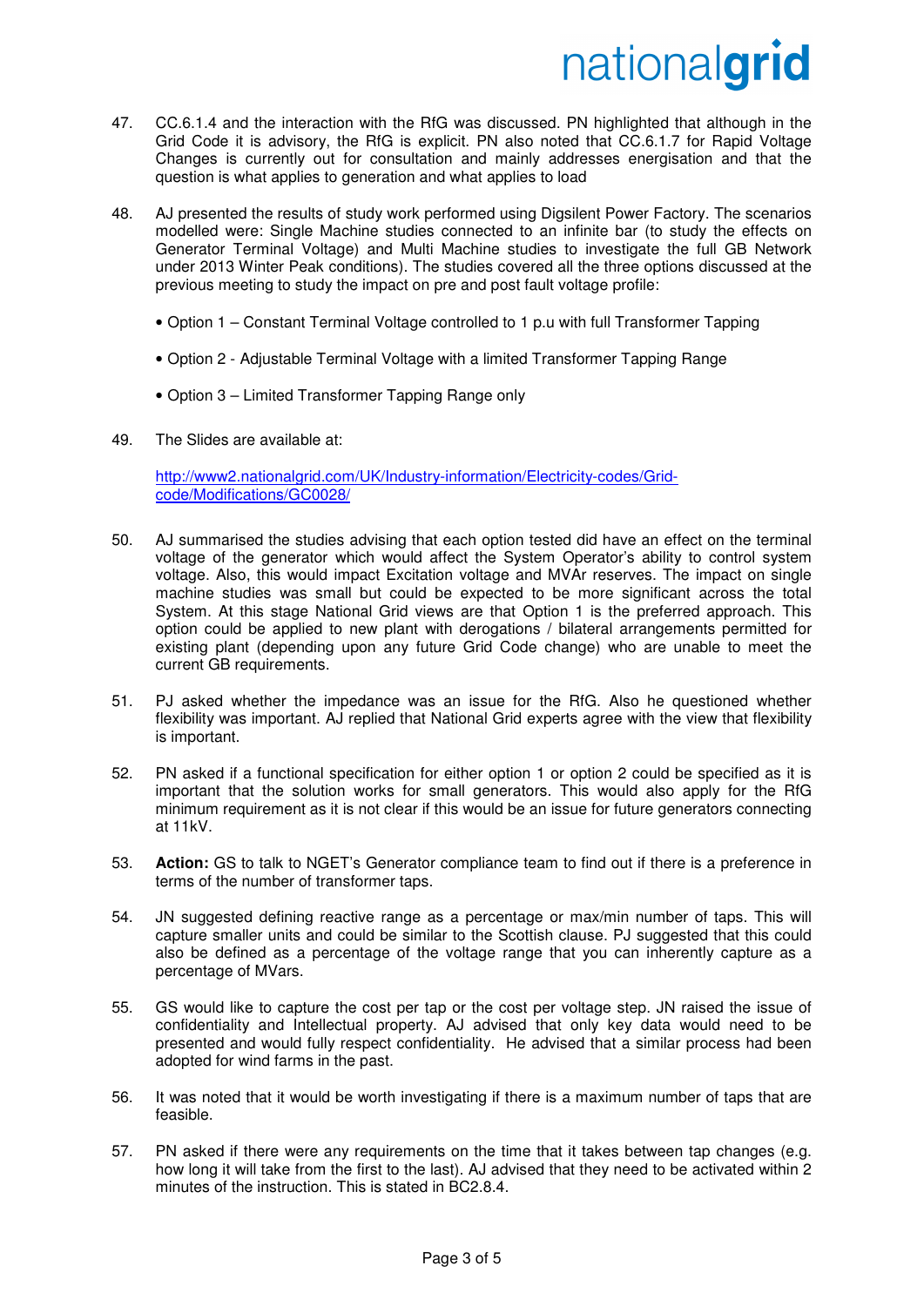47. CC.6.1.4 and the interaction with the RfG was discussed. PN highlighted that although in the Grid Code it is advisory, the RfG is explicit. PN also noted that CC.6.1.7 for Rapid Voltage Changes is currently out for consultation and mainly addresses energisation and that the question is what applies to generation and what applies to load

48. AJ presented the results of study work performed using Digsilent Power Factory. The scenarios modelled were: Single Machine studies connected to an infinite bar (to study the effects on Generator Terminal Voltage) and Multi Machine studies to investigate the full GB Network under 2013 Winter Peak conditions). The studies covered all the three options discussed at the previous meeting to study the impact on pre and post fault voltage profile:

    - Option 1 – Constant Terminal Voltage controlled to 1 p.u with full Transformer Tapping
    - Option 2 - Adjustable Terminal Voltage with a limited Transformer Tapping Range
    - Option 3 – Limited Transformer Tapping Range only

49. The Slides are available at:

    [http://www2.nationalgrid.com/UK/Industry-information/Electricity-codes/Grid-code/Modifications/GC0028/](http://www2.nationalgrid.com/UK/Industry-information/Electricity-codes/Grid-code/Modifications/GC0028/)

50. AJ summarised the studies advising that each option tested did have an effect on the terminal voltage of the generator which would affect the System Operator's ability to control system voltage. Also, this would impact Excitation voltage and MVAr reserves. The impact on single machine studies was small but could be expected to be more significant across the total System. At this stage National Grid views are that Option 1 is the preferred approach. This option could be applied to new plant with derogations / bilateral arrangements permitted for existing plant (depending upon any future Grid Code change) who are unable to meet the current GB requirements.

51. PJ asked whether the impedance was an issue for the RfG. Also he questioned whether flexibility was important. AJ replied that National Grid experts agree with the view that flexibility is important.

52. PN asked if a functional specification for either option 1 or option 2 could be specified as it is important that the solution works for small generators. This would also apply for the RfG minimum requirement as it is not clear if this would be an issue for future generators connecting at 11kV.

53. **Action:** GS to talk to NGET's Generator compliance team to find out if there is a preference in terms of the number of transformer taps.

54. JN suggested defining reactive range as a percentage or max/min number of taps. This will capture smaller units and could be similar to the Scottish clause. PJ suggested that this could also be defined as a percentage of the voltage range that you can inherently capture as a percentage of MVars.

55. GS would like to capture the cost per tap or the cost per voltage step. JN raised the issue of confidentiality and Intellectual property. AJ advised that only key data would need to be presented and would fully respect confidentiality. He advised that a similar process had been adopted for wind farms in the past.

56. It was noted that it would be worth investigating if there is a maximum number of taps that are feasible.

57. PN asked if there were any requirements on the time that it takes between tap changes (e.g. how long it will take from the first to the last). AJ advised that they need to be activated within 2 minutes of the instruction. This is stated in BC2.8.4.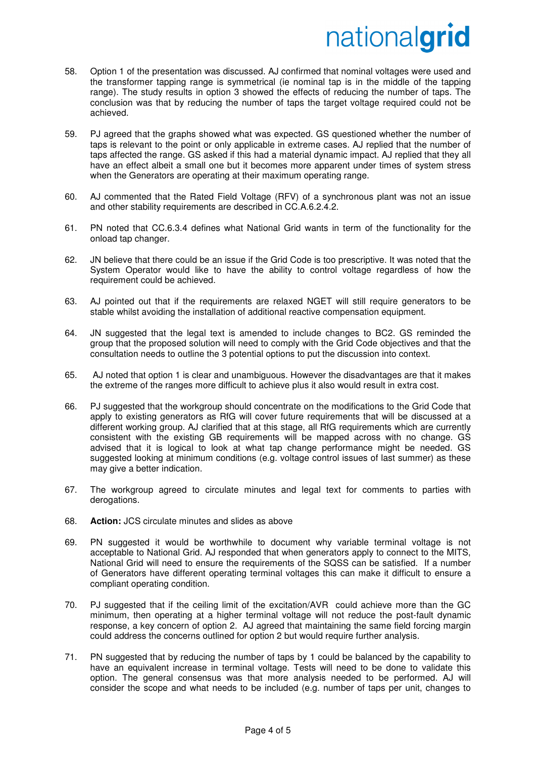58. Option 1 of the presentation was discussed. AJ confirmed that nominal voltages were used and the transformer tapping range is symmetrical (ie nominal tap is in the middle of the tapping range). The study results in option 3 showed the effects of reducing the number of taps. The conclusion was that by reducing the number of taps the target voltage required could not be achieved.

59. PJ agreed that the graphs showed what was expected. GS questioned whether the number of taps is relevant to the point or only applicable in extreme cases. AJ replied that the number of taps affected the range. GS asked if this had a material dynamic impact. AJ replied that they all have an effect albeit a small one but it becomes more apparent under times of system stress when the Generators are operating at their maximum operating range.

60. AJ commented that the Rated Field Voltage (RFV) of a synchronous plant was not an issue and other stability requirements are described in CC.A.6.2.4.2.

61. PN noted that CC.6.3.4 defines what National Grid wants in term of the functionality for the onload tap changer.

62. JN believe that there could be an issue if the Grid Code is too prescriptive. It was noted that the System Operator would like to have the ability to control voltage regardless of how the requirement could be achieved.

63. AJ pointed out that if the requirements are relaxed NGET will still require generators to be stable whilst avoiding the installation of additional reactive compensation equipment.

64. JN suggested that the legal text is amended to include changes to BC2. GS reminded the group that the proposed solution will need to comply with the Grid Code objectives and that the consultation needs to outline the 3 potential options to put the discussion into context.

65. AJ noted that option 1 is clear and unambiguous. However the disadvantages are that it makes the extreme of the ranges more difficult to achieve plus it also would result in extra cost.

66. PJ suggested that the workgroup should concentrate on the modifications to the Grid Code that apply to existing generators as RfG will cover future requirements that will be discussed at a different working group. AJ clarified that at this stage, all RfG requirements which are currently consistent with the existing GB requirements will be mapped across with no change. GS advised that it is logical to look at what tap change performance might be needed. GS suggested looking at minimum conditions (e.g. voltage control issues of last summer) as these may give a better indication.

67. The workgroup agreed to circulate minutes and legal text for comments to parties with derogations.

68. **Action:** JCS circulate minutes and slides as above

69. PN suggested it would be worthwhile to document why variable terminal voltage is not acceptable to National Grid. AJ responded that when generators apply to connect to the MITS, National Grid will need to ensure the requirements of the SQSS can be satisfied. If a number of Generators have different operating terminal voltages this can make it difficult to ensure a compliant operating condition.

70. PJ suggested that if the ceiling limit of the excitation/AVR could achieve more than the GC minimum, then operating at a higher terminal voltage will not reduce the post-fault dynamic response, a key concern of option 2. AJ agreed that maintaining the same field forcing margin could address the concerns outlined for option 2 but would require further analysis.

71. PN suggested that by reducing the number of taps by 1 could be balanced by the capability to have an equivalent increase in terminal voltage. Tests will need to be done to validate this option. The general consensus was that more analysis needed to be performed. AJ will consider the scope and what needs to be included (e.g. number of taps per unit, changes to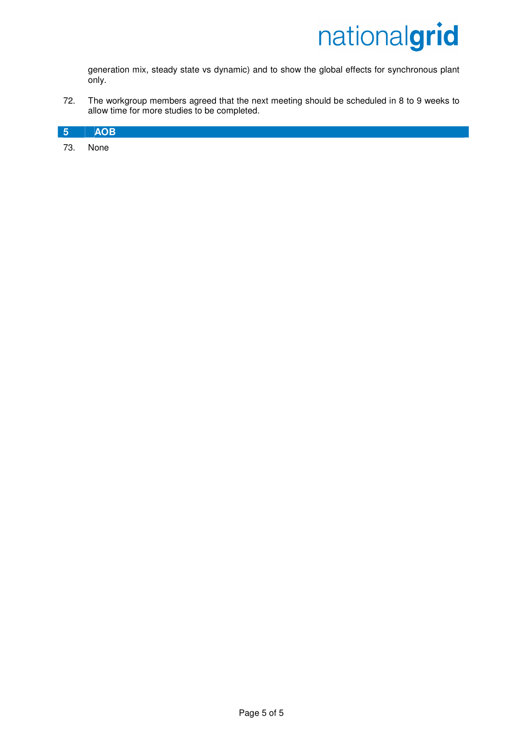generation mix, steady state vs dynamic) and to show the global effects for synchronous plant only.

72. The workgroup members agreed that the next meeting should be scheduled in 8 to 9 weeks to allow time for more studies to be completed.

## 5 AOB

73. None